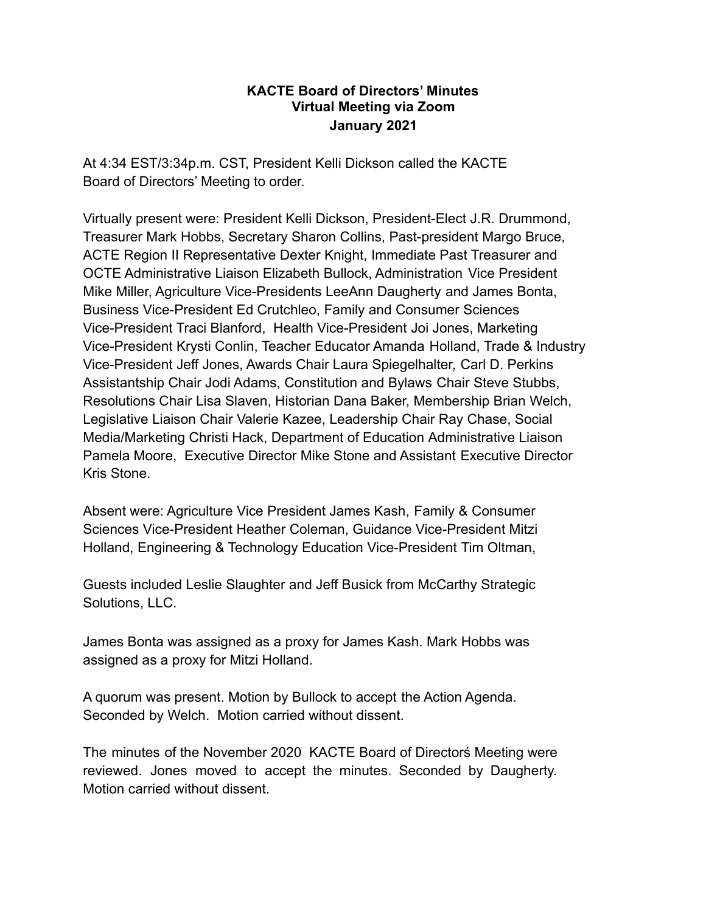**KACTE Board of Directors' Minutes**
**Virtual Meeting via Zoom**
**January 2021**

At 4:34 EST/3:34p.m. CST, President Kelli Dickson called the KACTE Board of Directors' Meeting to order.

Virtually present were: President Kelli Dickson, President-Elect J.R. Drummond, Treasurer Mark Hobbs, Secretary Sharon Collins, Past-president Margo Bruce, ACTE Region II Representative Dexter Knight, Immediate Past Treasurer and OCTE Administrative Liaison Elizabeth Bullock, Administration Vice President Mike Miller, Agriculture Vice-Presidents LeeAnn Daugherty and James Bonta, Business Vice-President Ed Crutchleo, Family and Consumer Sciences Vice-President Traci Blanford, Health Vice-President Joi Jones, Marketing Vice-President Krysti Conlin, Teacher Educator Amanda Holland, Trade & Industry Vice-President Jeff Jones, Awards Chair Laura Spiegelhalter, Carl D. Perkins Assistantship Chair Jodi Adams, Constitution and Bylaws Chair Steve Stubbs, Resolutions Chair Lisa Slaven, Historian Dana Baker, Membership Brian Welch, Legislative Liaison Chair Valerie Kazee, Leadership Chair Ray Chase, Social Media/Marketing Christi Hack, Department of Education Administrative Liaison Pamela Moore, Executive Director Mike Stone and Assistant Executive Director Kris Stone.

Absent were: Agriculture Vice President James Kash, Family & Consumer Sciences Vice-President Heather Coleman, Guidance Vice-President Mitzi Holland, Engineering & Technology Education Vice-President Tim Oltman,

Guests included Leslie Slaughter and Jeff Busick from McCarthy Strategic Solutions, LLC.

James Bonta was assigned as a proxy for James Kash. Mark Hobbs was assigned as a proxy for Mitzi Holland.

A quorum was present. Motion by Bullock to accept the Action Agenda. Seconded by Welch. Motion carried without dissent.

The minutes of the November 2020 KACTE Board of Directorś Meeting were reviewed. Jones moved to accept the minutes. Seconded by Daugherty. Motion carried without dissent.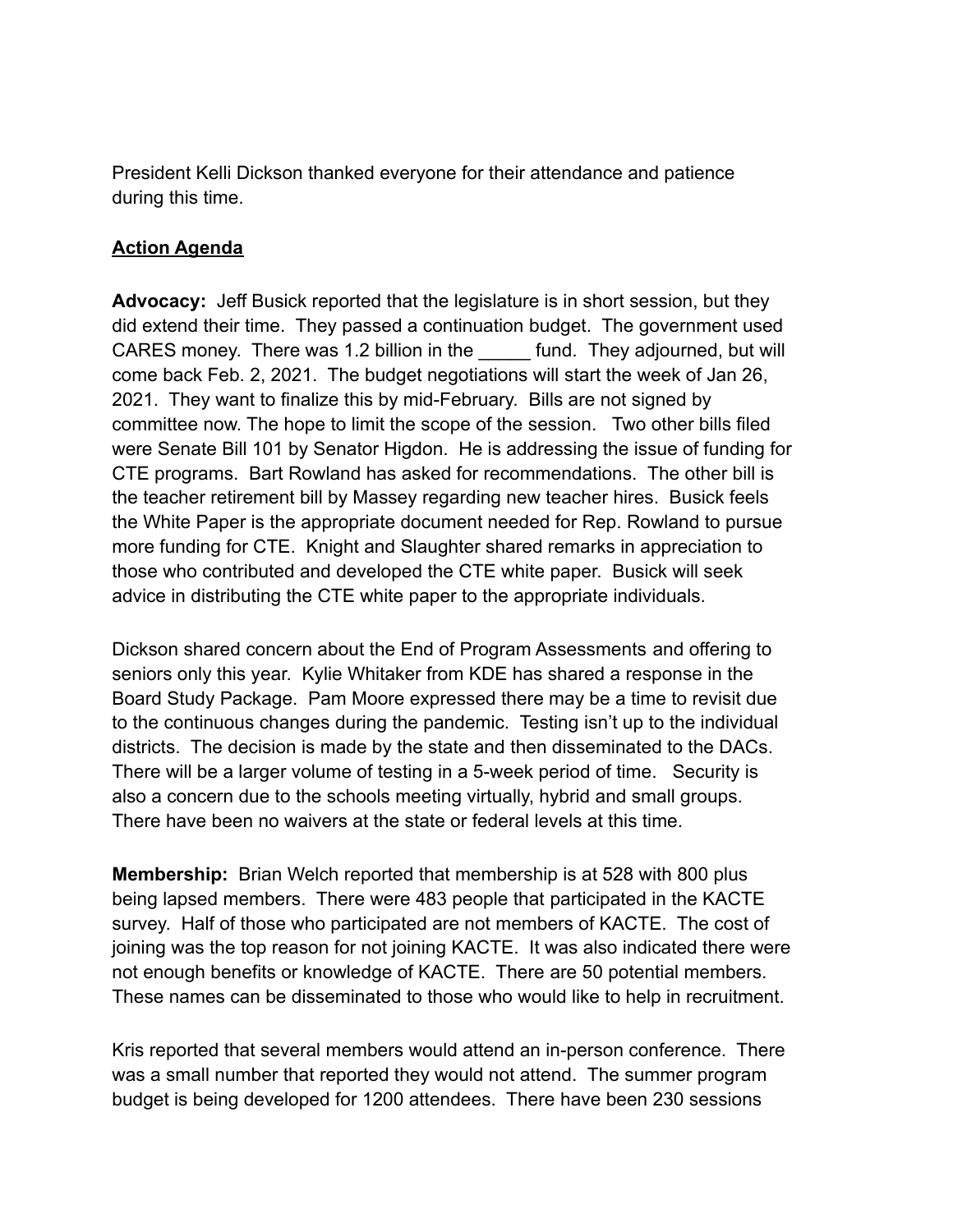President Kelli Dickson thanked everyone for their attendance and patience during this time.

**Action Agenda**

**Advocacy:** Jeff Busick reported that the legislature is in short session, but they did extend their time. They passed a continuation budget. The government used CARES money. There was 1.2 billion in the _____ fund. They adjourned, but will come back Feb. 2, 2021. The budget negotiations will start the week of Jan 26, 2021. They want to finalize this by mid-February. Bills are not signed by committee now. The hope to limit the scope of the session. Two other bills filed were Senate Bill 101 by Senator Higdon. He is addressing the issue of funding for CTE programs. Bart Rowland has asked for recommendations. The other bill is the teacher retirement bill by Massey regarding new teacher hires. Busick feels the White Paper is the appropriate document needed for Rep. Rowland to pursue more funding for CTE. Knight and Slaughter shared remarks in appreciation to those who contributed and developed the CTE white paper. Busick will seek advice in distributing the CTE white paper to the appropriate individuals.

Dickson shared concern about the End of Program Assessments and offering to seniors only this year. Kylie Whitaker from KDE has shared a response in the Board Study Package. Pam Moore expressed there may be a time to revisit due to the continuous changes during the pandemic. Testing isn't up to the individual districts. The decision is made by the state and then disseminated to the DACs. There will be a larger volume of testing in a 5-week period of time. Security is also a concern due to the schools meeting virtually, hybrid and small groups. There have been no waivers at the state or federal levels at this time.

**Membership:** Brian Welch reported that membership is at 528 with 800 plus being lapsed members. There were 483 people that participated in the KACTE survey. Half of those who participated are not members of KACTE. The cost of joining was the top reason for not joining KACTE. It was also indicated there were not enough benefits or knowledge of KACTE. There are 50 potential members. These names can be disseminated to those who would like to help in recruitment.

Kris reported that several members would attend an in-person conference. There was a small number that reported they would not attend. The summer program budget is being developed for 1200 attendees. There have been 230 sessions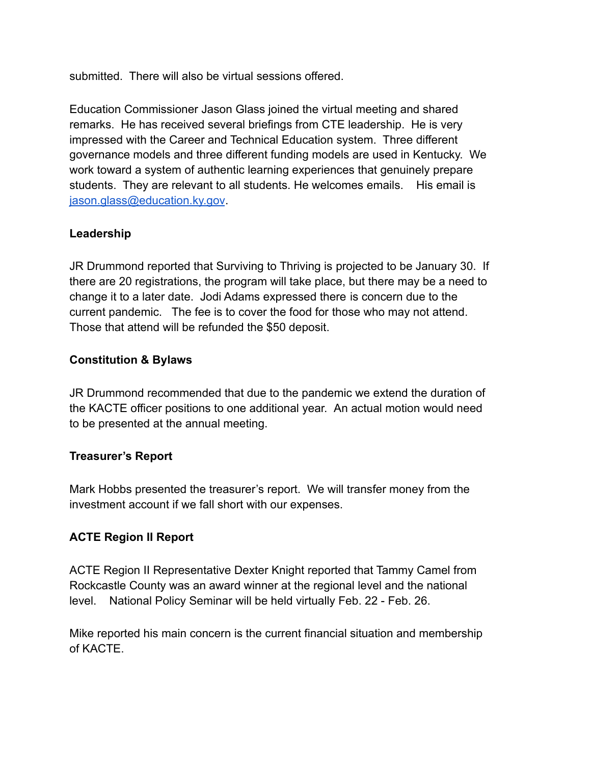submitted.  There will also be virtual sessions offered.

Education Commissioner Jason Glass joined the virtual meeting and shared remarks.  He has received several briefings from CTE leadership.  He is very impressed with the Career and Technical Education system.  Three different governance models and three different funding models are used in Kentucky.  We work toward a system of authentic learning experiences that genuinely prepare students.  They are relevant to all students. He welcomes emails.    His email is jason.glass@education.ky.gov.

**Leadership**

JR Drummond reported that Surviving to Thriving is projected to be January 30.  If there are 20 registrations, the program will take place, but there may be a need to change it to a later date.  Jodi Adams expressed there is concern due to the current pandemic.   The fee is to cover the food for those who may not attend. Those that attend will be refunded the $50 deposit.

**Constitution & Bylaws**

JR Drummond recommended that due to the pandemic we extend the duration of the KACTE officer positions to one additional year.  An actual motion would need to be presented at the annual meeting.

**Treasurer's Report**

Mark Hobbs presented the treasurer's report.  We will transfer money from the investment account if we fall short with our expenses.

**ACTE Region II Report**

ACTE Region II Representative Dexter Knight reported that Tammy Camel from Rockcastle County was an award winner at the regional level and the national level.    National Policy Seminar will be held virtually Feb. 22 - Feb. 26.

Mike reported his main concern is the current financial situation and membership of KACTE.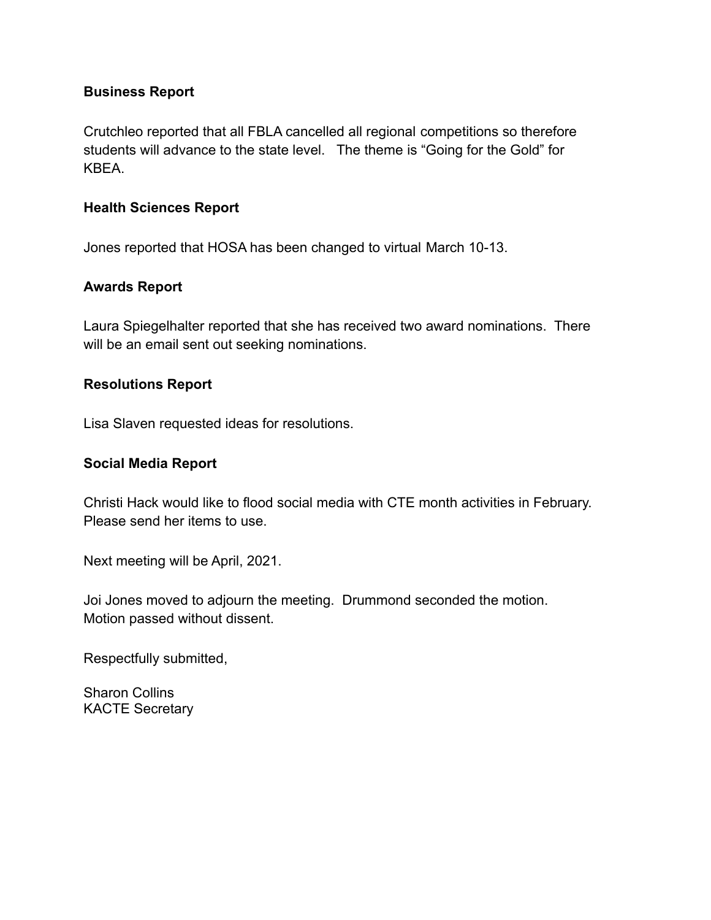**Business Report**

Crutchleo reported that all FBLA cancelled all regional competitions so therefore students will advance to the state level.   The theme is "Going for the Gold" for KBEA.

**Health Sciences Report**

Jones reported that HOSA has been changed to virtual March 10-13.

**Awards Report**

Laura Spiegelhalter reported that she has received two award nominations.  There will be an email sent out seeking nominations.

**Resolutions Report**

Lisa Slaven requested ideas for resolutions.

**Social Media Report**

Christi Hack would like to flood social media with CTE month activities in February. Please send her items to use.

Next meeting will be April, 2021.

Joi Jones moved to adjourn the meeting.  Drummond seconded the motion. Motion passed without dissent.

Respectfully submitted,

Sharon Collins
KACTE Secretary